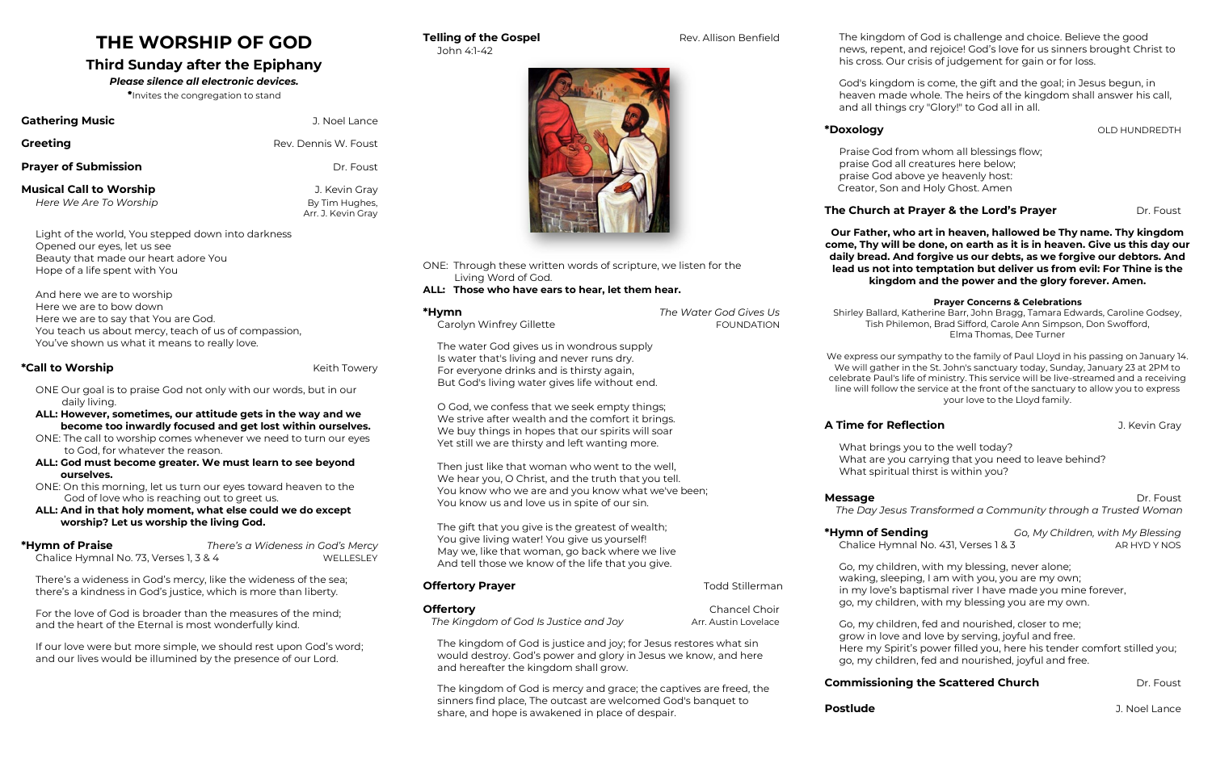# THE WORSHIP OF GOD

## Third Sunday after the Epiphany

***Please silence all electronic devices.***

*Invites the congregation to stand

**Gathering Music** — J. Noel Lance

**Greeting** — Rev. Dennis W. Foust

**Prayer of Submission** — Dr. Foust

**Musical Call to Worship** — J. Kevin Gray
*Here We Are To Worship* — By Tim Hughes, Arr. J. Kevin Gray

Light of the world, You stepped down into darkness
Opened our eyes, let us see
Beauty that made our heart adore You
Hope of a life spent with You

And here we are to worship
Here we are to bow down
Here we are to say that You are God.
You teach us about mercy, teach of us of compassion,
You've shown us what it means to really love.

**\*Call to Worship** — Keith Towery

ONE Our goal is to praise God not only with our words, but in our daily living.
**ALL: However, sometimes, our attitude gets in the way and we become too inwardly focused and get lost within ourselves.**
ONE: The call to worship comes whenever we need to turn our eyes to God, for whatever the reason.
**ALL: God must become greater. We must learn to see beyond ourselves.**
ONE: On this morning, let us turn our eyes toward heaven to the God of love who is reaching out to greet us.
**ALL: And in that holy moment, what else could we do except worship? Let us worship the living God.**

**\*Hymn of Praise** — *There's a Wideness in God's Mercy*
Chalice Hymnal No. 73, Verses 1, 3 & 4 — WELLESLEY

There's a wideness in God's mercy, like the wideness of the sea;
there's a kindness in God's justice, which is more than liberty.

For the love of God is broader than the measures of the mind;
and the heart of the Eternal is most wonderfully kind.

If our love were but more simple, we should rest upon God's word;
and our lives would be illumined by the presence of our Lord.

**Telling of the Gospel** — Rev. Allison Benfield
John 4:1-42

ONE: Through these written words of scripture, we listen for the Living Word of God.
**ALL: Those who have ears to hear, let them hear.**

**\*Hymn** — *The Water God Gives Us*
Carolyn Winfrey Gillette — FOUNDATION

The water God gives us in wondrous supply
Is water that's living and never runs dry.
For everyone drinks and is thirsty again,
But God's living water gives life without end.

O God, we confess that we seek empty things;
We strive after wealth and the comfort it brings.
We buy things in hopes that our spirits will soar
Yet still we are thirsty and left wanting more.

Then just like that woman who went to the well,
We hear you, O Christ, and the truth that you tell.
You know who we are and you know what we've been;
You know us and love us in spite of our sin.

The gift that you give is the greatest of wealth;
You give living water! You give us yourself!
May we, like that woman, go back where we live
And tell those we know of the life that you give.

**Offertory Prayer** — Todd Stillerman

**Offertory** — Chancel Choir
*The Kingdom of God Is Justice and Joy* — Arr. Austin Lovelace

The kingdom of God is justice and joy; for Jesus restores what sin would destroy. God's power and glory in Jesus we know, and here and hereafter the kingdom shall grow.

The kingdom of God is mercy and grace; the captives are freed, the sinners find place, The outcast are welcomed God's banquet to share, and hope is awakened in place of despair.

The kingdom of God is challenge and choice. Believe the good news, repent, and rejoice! God's love for us sinners brought Christ to his cross. Our crisis of judgement for gain or for loss.

God's kingdom is come, the gift and the goal; in Jesus begun, in heaven made whole. The heirs of the kingdom shall answer his call, and all things cry "Glory!" to God all in all.

**\*Doxology** — OLD HUNDREDTH

Praise God from whom all blessings flow;
praise God all creatures here below;
praise God above ye heavenly host:
Creator, Son and Holy Ghost. Amen

**The Church at Prayer & the Lord's Prayer** — Dr. Foust

**Our Father, who art in heaven, hallowed be Thy name. Thy kingdom come, Thy will be done, on earth as it is in heaven. Give us this day our daily bread. And forgive us our debts, as we forgive our debtors. And lead us not into temptation but deliver us from evil: For Thine is the kingdom and the power and the glory forever. Amen.**

**Prayer Concerns & Celebrations**

Shirley Ballard, Katherine Barr, John Bragg, Tamara Edwards, Caroline Godsey, Tish Philemon, Brad Sifford, Carole Ann Simpson, Don Swofford, Elma Thomas, Dee Turner

We express our sympathy to the family of Paul Lloyd in his passing on January 14. We will gather in the St. John's sanctuary today, Sunday, January 23 at 2PM to celebrate Paul's life of ministry. This service will be live-streamed and a receiving line will follow the service at the front of the sanctuary to allow you to express your love to the Lloyd family.

**A Time for Reflection** — J. Kevin Gray

What brings you to the well today?
What are you carrying that you need to leave behind?
What spiritual thirst is within you?

**Message** — Dr. Foust
*The Day Jesus Transformed a Community through a Trusted Woman*

**\*Hymn of Sending** — *Go, My Children, with My Blessing*
Chalice Hymnal No. 431, Verses 1 & 3 — AR HYD Y NOS

Go, my children, with my blessing, never alone;
waking, sleeping, I am with you, you are my own;
in my love's baptismal river I have made you mine forever,
go, my children, with my blessing you are my own.

Go, my children, fed and nourished, closer to me;
grow in love and love by serving, joyful and free.
Here my Spirit's power filled you, here his tender comfort stilled you;
go, my children, fed and nourished, joyful and free.

**Commissioning the Scattered Church** — Dr. Foust

**Postlude** — J. Noel Lance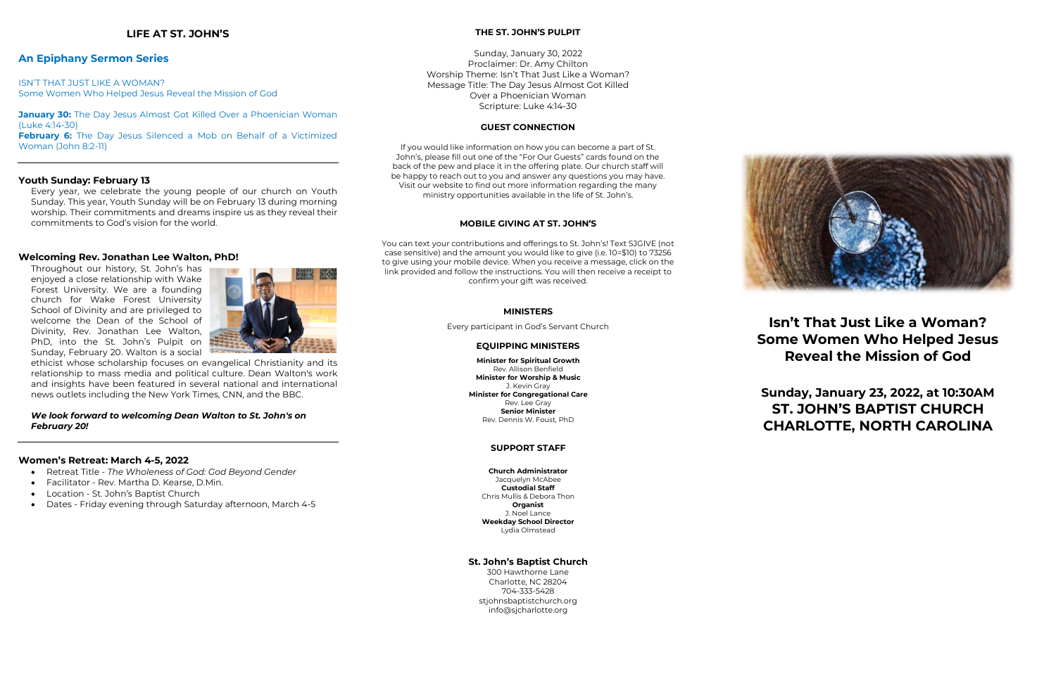## LIFE AT ST. JOHN'S

### An Epiphany Sermon Series

ISN'T THAT JUST LIKE A WOMAN?
Some Women Who Helped Jesus Reveal the Mission of God

**January 30:** The Day Jesus Almost Got Killed Over a Phoenician Woman (Luke 4:14-30)
**February 6:** The Day Jesus Silenced a Mob on Behalf of a Victimized Woman (John 8:2-11)

### Youth Sunday: February 13

Every year, we celebrate the young people of our church on Youth Sunday. This year, Youth Sunday will be on February 13 during morning worship. Their commitments and dreams inspire us as they reveal their commitments to God's vision for the world.

### Welcoming Rev. Jonathan Lee Walton, PhD!

Throughout our history, St. John's has enjoyed a close relationship with Wake Forest University. We are a founding church for Wake Forest University School of Divinity and are privileged to welcome the Dean of the School of Divinity, Rev. Jonathan Lee Walton, PhD, into the St. John's Pulpit on Sunday, February 20. Walton is a social ethicist whose scholarship focuses on evangelical Christianity and its relationship to mass media and political culture. Dean Walton's work and insights have been featured in several national and international news outlets including the New York Times, CNN, and the BBC.

***We look forward to welcoming Dean Walton to St. John's on February 20!***

### Women's Retreat: March 4-5, 2022

- Retreat Title - *The Wholeness of God: God Beyond Gender*
- Facilitator - Rev. Martha D. Kearse, D.Min.
- Location - St. John's Baptist Church
- Dates - Friday evening through Saturday afternoon, March 4-5

## THE ST. JOHN'S PULPIT

Sunday, January 30, 2022
Proclaimer: Dr. Amy Chilton
Worship Theme: Isn't That Just Like a Woman?
Message Title: The Day Jesus Almost Got Killed Over a Phoenician Woman
Scripture: Luke 4:14-30

## GUEST CONNECTION

If you would like information on how you can become a part of St. John's, please fill out one of the "For Our Guests" cards found on the back of the pew and place it in the offering plate. Our church staff will be happy to reach out to you and answer any questions you may have. Visit our website to find out more information regarding the many ministry opportunities available in the life of St. John's.

## MOBILE GIVING AT ST. JOHN'S

You can text your contributions and offerings to St. John's! Text SJGIVE (not case sensitive) and the amount you would like to give (i.e. 10=$10) to 73256 to give using your mobile device. When you receive a message, click on the link provided and follow the instructions. You will then receive a receipt to confirm your gift was received.

## MINISTERS

Every participant in God's Servant Church

## EQUIPPING MINISTERS

**Minister for Spiritual Growth**
Rev. Allison Benfield
**Minister for Worship & Music**
J. Kevin Gray
**Minister for Congregational Care**
Rev. Lee Gray
**Senior Minister**
Rev. Dennis W. Foust, PhD

## SUPPORT STAFF

**Church Administrator**
Jacquelyn McAbee
**Custodial Staff**
Chris Mullis & Debora Thon
**Organist**
J. Noel Lance
**Weekday School Director**
Lydia Olmstead

### St. John's Baptist Church

300 Hawthorne Lane
Charlotte, NC 28204
704-333-5428
stjohnsbaptistchurch.org
info@sjcharlotte.org

# Isn't That Just Like a Woman? Some Women Who Helped Jesus Reveal the Mission of God

## Sunday, January 23, 2022, at 10:30AM
## ST. JOHN'S BAPTIST CHURCH
## CHARLOTTE, NORTH CAROLINA